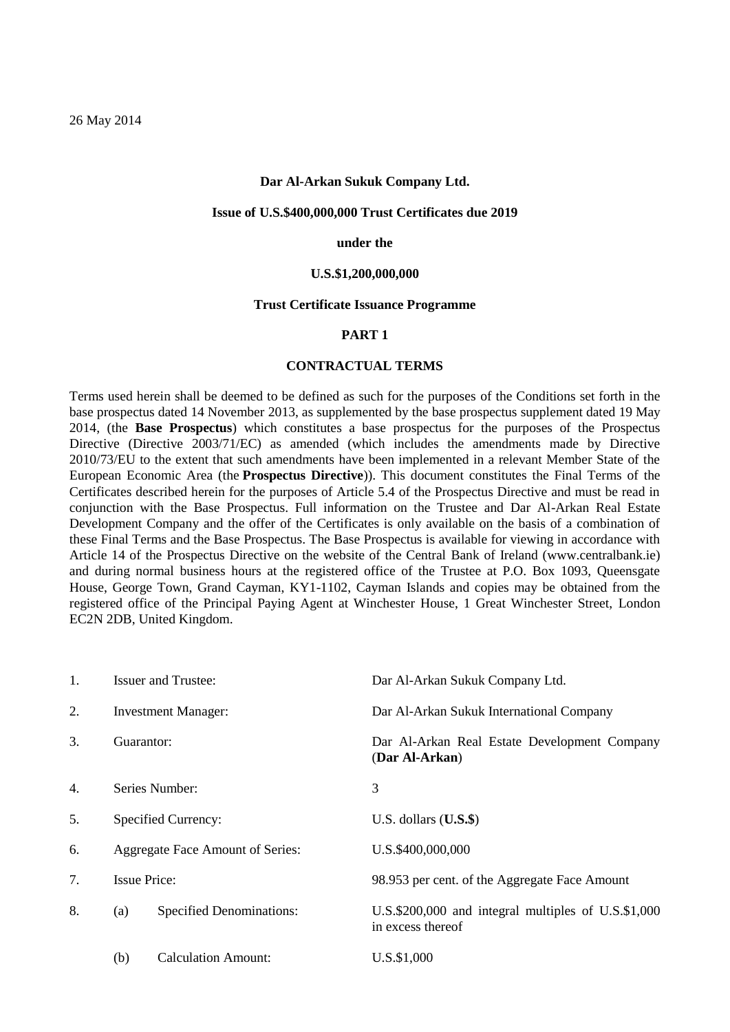26 May 2014

**Dar Al-Arkan Sukuk Company Ltd.**

**Issue of U.S.$400,000,000 Trust Certificates due 2019**

**under the**

**U.S.$1,200,000,000**

**Trust Certificate Issuance Programme**

**PART 1**

**CONTRACTUAL TERMS**

Terms used herein shall be deemed to be defined as such for the purposes of the Conditions set forth in the base prospectus dated 14 November 2013, as supplemented by the base prospectus supplement dated 19 May 2014, (the **Base Prospectus**) which constitutes a base prospectus for the purposes of the Prospectus Directive (Directive 2003/71/EC) as amended (which includes the amendments made by Directive 2010/73/EU to the extent that such amendments have been implemented in a relevant Member State of the European Economic Area (the **Prospectus Directive**)). This document constitutes the Final Terms of the Certificates described herein for the purposes of Article 5.4 of the Prospectus Directive and must be read in conjunction with the Base Prospectus. Full information on the Trustee and Dar Al-Arkan Real Estate Development Company and the offer of the Certificates is only available on the basis of a combination of these Final Terms and the Base Prospectus. The Base Prospectus is available for viewing in accordance with Article 14 of the Prospectus Directive on the website of the Central Bank of Ireland (www.centralbank.ie) and during normal business hours at the registered office of the Trustee at P.O. Box 1093, Queensgate House, George Town, Grand Cayman, KY1-1102, Cayman Islands and copies may be obtained from the registered office of the Principal Paying Agent at Winchester House, 1 Great Winchester Street, London EC2N 2DB, United Kingdom.

| | | | |
|---|---|---|---|
| 1. | Issuer and Trustee: | | Dar Al-Arkan Sukuk Company Ltd. |
| 2. | Investment Manager: | | Dar Al-Arkan Sukuk International Company |
| 3. | Guarantor: | | Dar Al-Arkan Real Estate Development Company (**Dar Al-Arkan**) |
| 4. | Series Number: | | 3 |
| 5. | Specified Currency: | | U.S. dollars (**U.S.$**) |
| 6. | Aggregate Face Amount of Series: | | U.S.$400,000,000 |
| 7. | Issue Price: | | 98.953 per cent. of the Aggregate Face Amount |
| 8. | (a) | Specified Denominations: | U.S.$200,000 and integral multiples of U.S.$1,000 in excess thereof |
| | (b) | Calculation Amount: | U.S.$1,000 |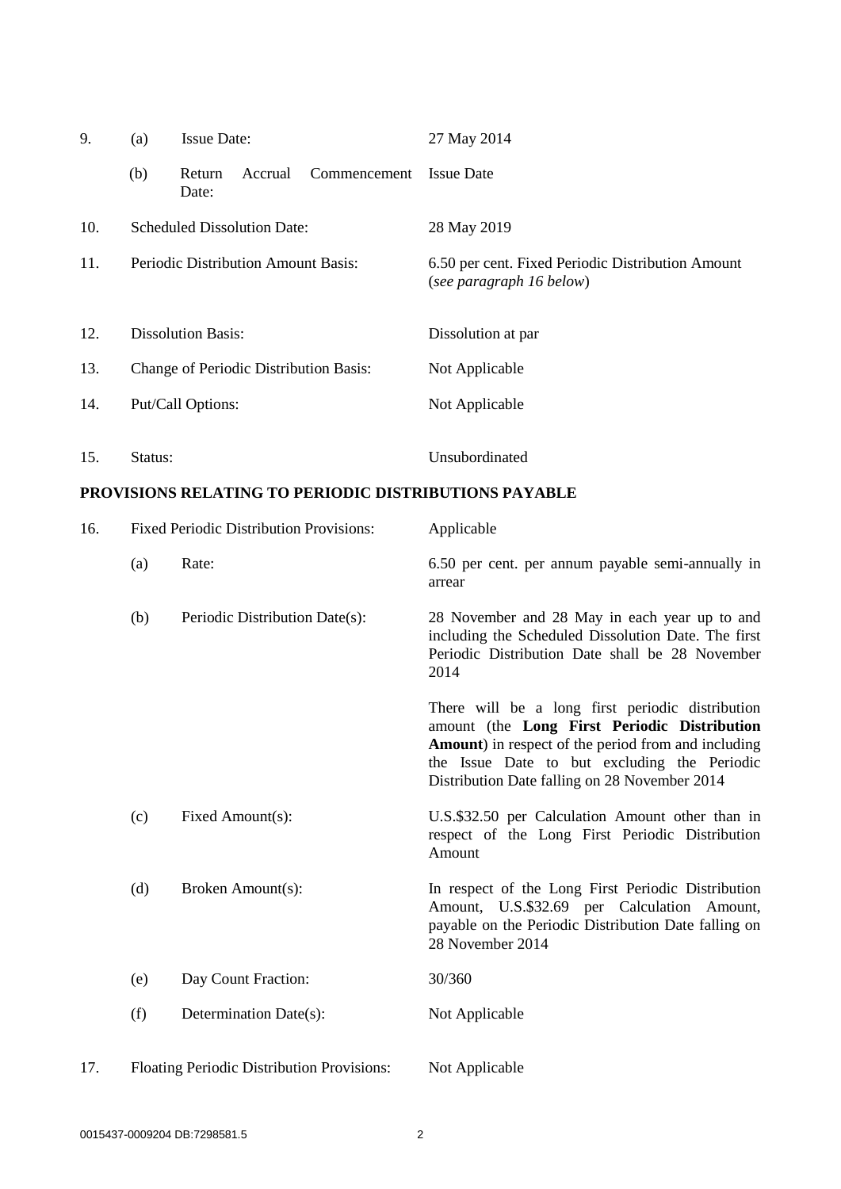| | | | |
|---|---|---|---|
| 9. | (a) | Issue Date: | 27 May 2014 |
| | (b) | Return Accrual Commencement Date: | Issue Date |
| 10. | | Scheduled Dissolution Date: | 28 May 2019 |
| 11. | | Periodic Distribution Amount Basis: | 6.50 per cent. Fixed Periodic Distribution Amount (*see paragraph 16 below*) |
| 12. | | Dissolution Basis: | Dissolution at par |
| 13. | | Change of Periodic Distribution Basis: | Not Applicable |
| 14. | | Put/Call Options: | Not Applicable |
| 15. | | Status: | Unsubordinated |

**PROVISIONS RELATING TO PERIODIC DISTRIBUTIONS PAYABLE**

| | | | |
|---|---|---|---|
| 16. | | Fixed Periodic Distribution Provisions: | Applicable |
| | (a) | Rate: | 6.50 per cent. per annum payable semi-annually in arrear |
| | (b) | Periodic Distribution Date(s): | 28 November and 28 May in each year up to and including the Scheduled Dissolution Date. The first Periodic Distribution Date shall be 28 November 2014<br><br>There will be a long first periodic distribution amount (the **Long First Periodic Distribution Amount**) in respect of the period from and including the Issue Date to but excluding the Periodic Distribution Date falling on 28 November 2014 |
| | (c) | Fixed Amount(s): | U.S.$32.50 per Calculation Amount other than in respect of the Long First Periodic Distribution Amount |
| | (d) | Broken Amount(s): | In respect of the Long First Periodic Distribution Amount, U.S.$32.69 per Calculation Amount, payable on the Periodic Distribution Date falling on 28 November 2014 |
| | (e) | Day Count Fraction: | 30/360 |
| | (f) | Determination Date(s): | Not Applicable |
| 17. | | Floating Periodic Distribution Provisions: | Not Applicable |

0015437-0009204 DB:7298581.5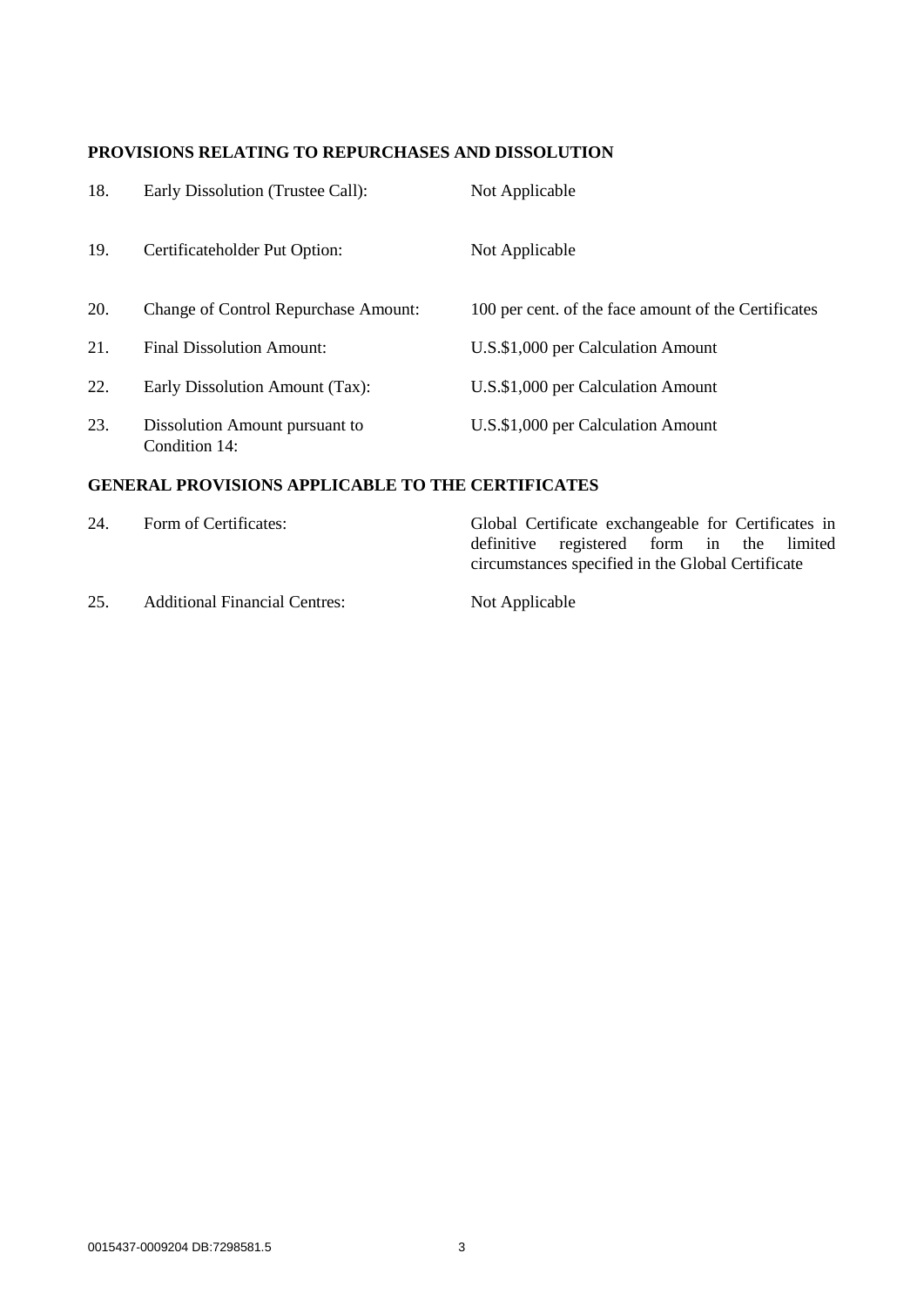**PROVISIONS RELATING TO REPURCHASES AND DISSOLUTION**

| | | |
|---|---|---|
| 18. | Early Dissolution (Trustee Call): | Not Applicable |
| 19. | Certificateholder Put Option: | Not Applicable |
| 20. | Change of Control Repurchase Amount: | 100 per cent. of the face amount of the Certificates |
| 21. | Final Dissolution Amount: | U.S.$1,000 per Calculation Amount |
| 22. | Early Dissolution Amount (Tax): | U.S.$1,000 per Calculation Amount |
| 23. | Dissolution Amount pursuant to Condition 14: | U.S.$1,000 per Calculation Amount |

**GENERAL PROVISIONS APPLICABLE TO THE CERTIFICATES**

| | | |
|---|---|---|
| 24. | Form of Certificates: | Global Certificate exchangeable for Certificates in definitive registered form in the limited circumstances specified in the Global Certificate |
| 25. | Additional Financial Centres: | Not Applicable |

0015437-0009204 DB:7298581.5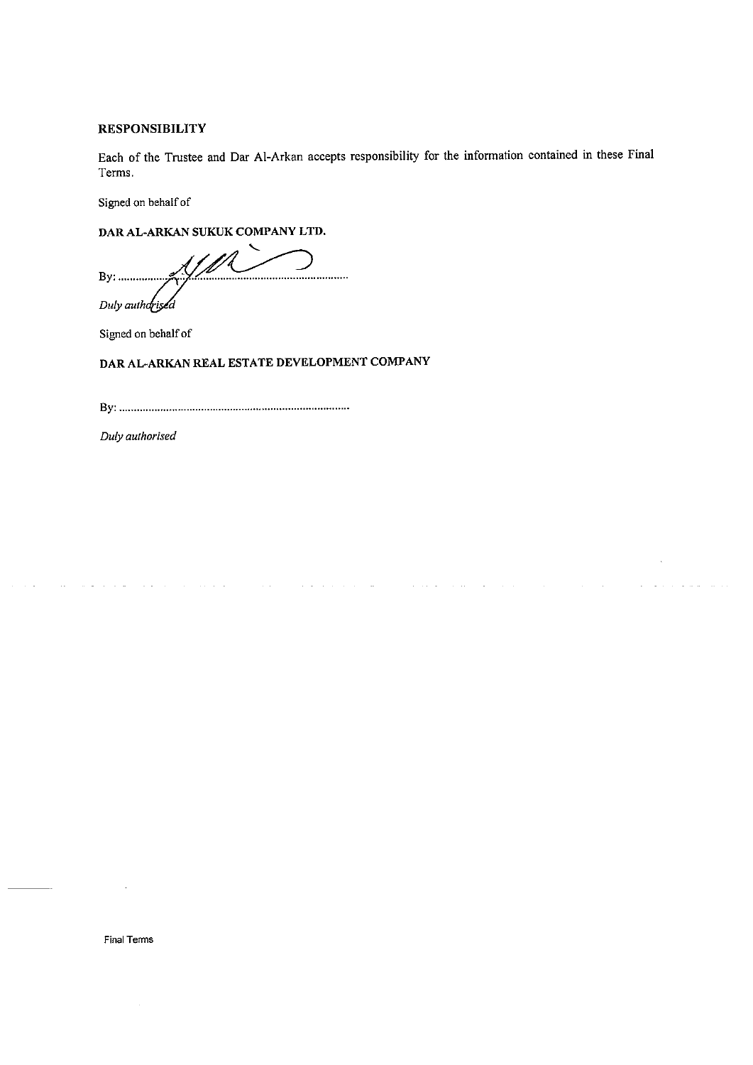**RESPONSIBILITY**

Each of the Trustee and Dar Al-Arkan accepts responsibility for the information contained in these Final Terms.

Signed on behalf of

**DAR AL-ARKAN SUKUK COMPANY LTD.**

By: ..........................................................................

*Duly authorised*

Signed on behalf of

**DAR AL-ARKAN REAL ESTATE DEVELOPMENT COMPANY**

By: ..........................................................................

*Duly authorised*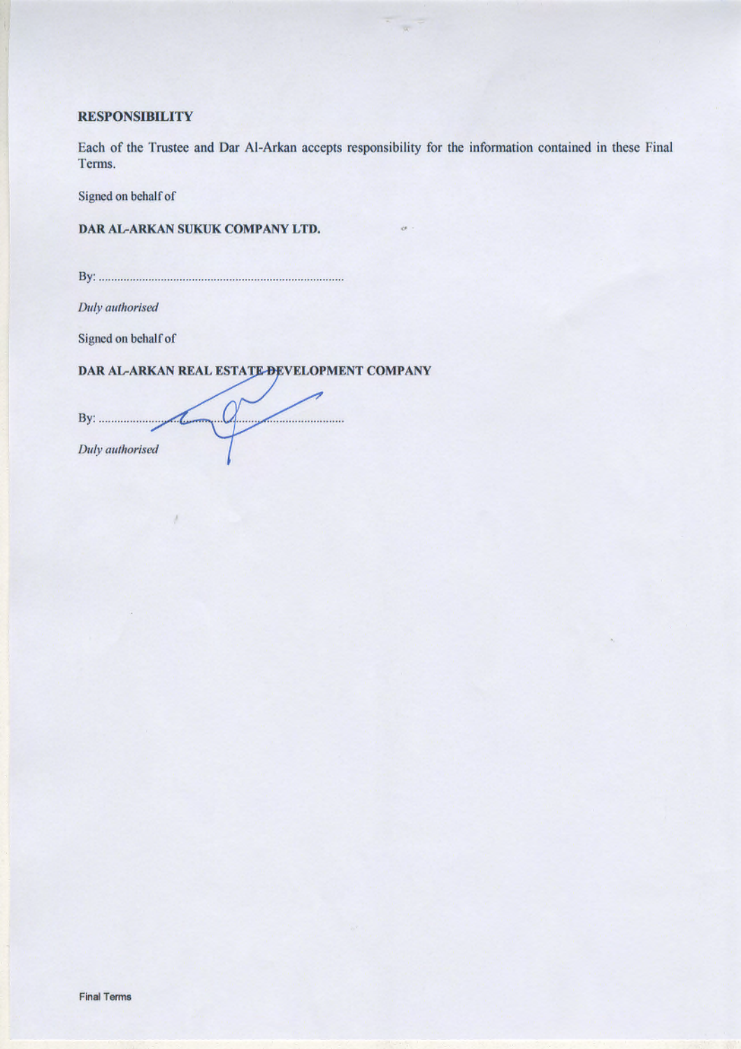## RESPONSIBILITY

Each of the Trustee and Dar Al-Arkan accepts responsibility for the information contained in these Final Terms.

Signed on behalf of

**DAR AL-ARKAN SUKUK COMPANY LTD.**

By: ..............................................................................

*Duly authorised*

Signed on behalf of

**DAR AL-ARKAN REAL ESTATE DEVELOPMENT COMPANY**

By: ..............................................................................

*Duly authorised*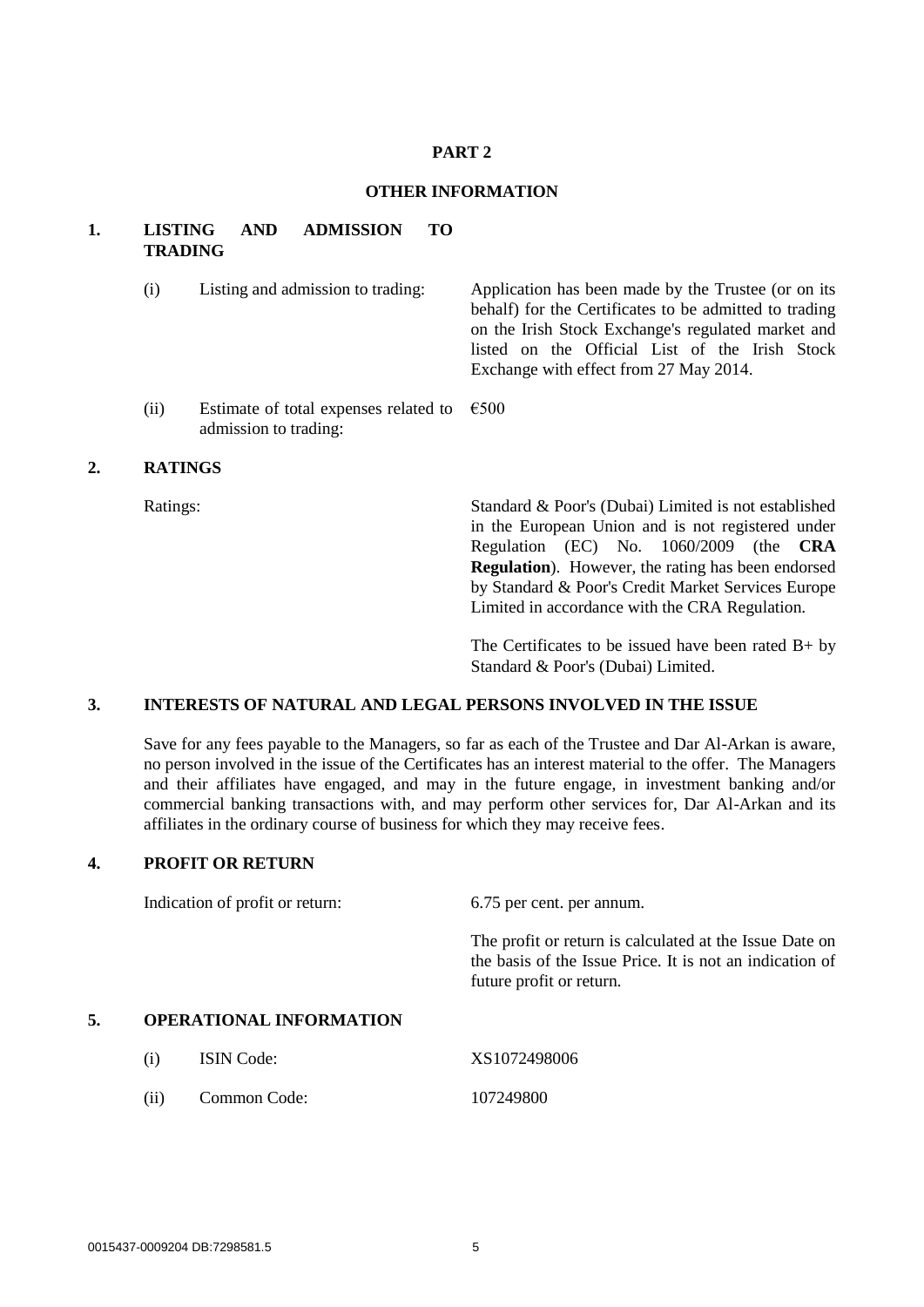# PART 2

## OTHER INFORMATION

### 1. LISTING AND ADMISSION TO TRADING

| | | |
|---|---|---|
| (i) | Listing and admission to trading: | Application has been made by the Trustee (or on its behalf) for the Certificates to be admitted to trading on the Irish Stock Exchange's regulated market and listed on the Official List of the Irish Stock Exchange with effect from 27 May 2014. |
| (ii) | Estimate of total expenses related to admission to trading: | €500 |

### 2. RATINGS

Ratings: Standard & Poor's (Dubai) Limited is not established in the European Union and is not registered under Regulation (EC) No. 1060/2009 (the **CRA Regulation**). However, the rating has been endorsed by Standard & Poor's Credit Market Services Europe Limited in accordance with the CRA Regulation.

The Certificates to be issued have been rated B+ by Standard & Poor's (Dubai) Limited.

### 3. INTERESTS OF NATURAL AND LEGAL PERSONS INVOLVED IN THE ISSUE

Save for any fees payable to the Managers, so far as each of the Trustee and Dar Al-Arkan is aware, no person involved in the issue of the Certificates has an interest material to the offer. The Managers and their affiliates have engaged, and may in the future engage, in investment banking and/or commercial banking transactions with, and may perform other services for, Dar Al-Arkan and its affiliates in the ordinary course of business for which they may receive fees.

### 4. PROFIT OR RETURN

Indication of profit or return: 6.75 per cent. per annum.

The profit or return is calculated at the Issue Date on the basis of the Issue Price. It is not an indication of future profit or return.

### 5. OPERATIONAL INFORMATION

| | | |
|---|---|---|
| (i) | ISIN Code: | XS1072498006 |
| (ii) | Common Code: | 107249800 |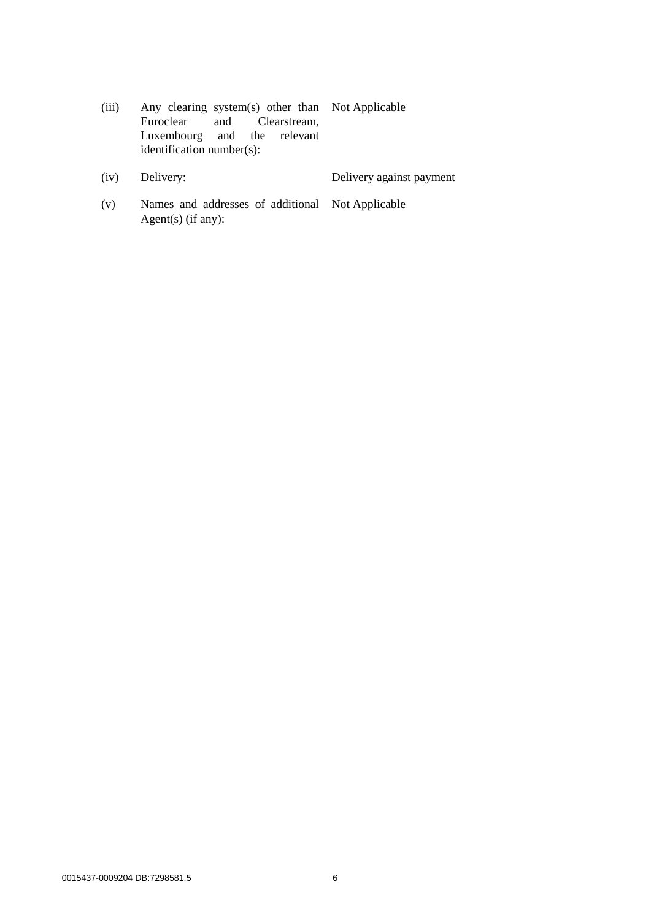| | | |
|---|---|---|
| (iii) | Any clearing system(s) other than Euroclear and Clearstream, Luxembourg and the relevant identification number(s): | Not Applicable |
| (iv) | Delivery: | Delivery against payment |
| (v) | Names and addresses of additional Agent(s) (if any): | Not Applicable |